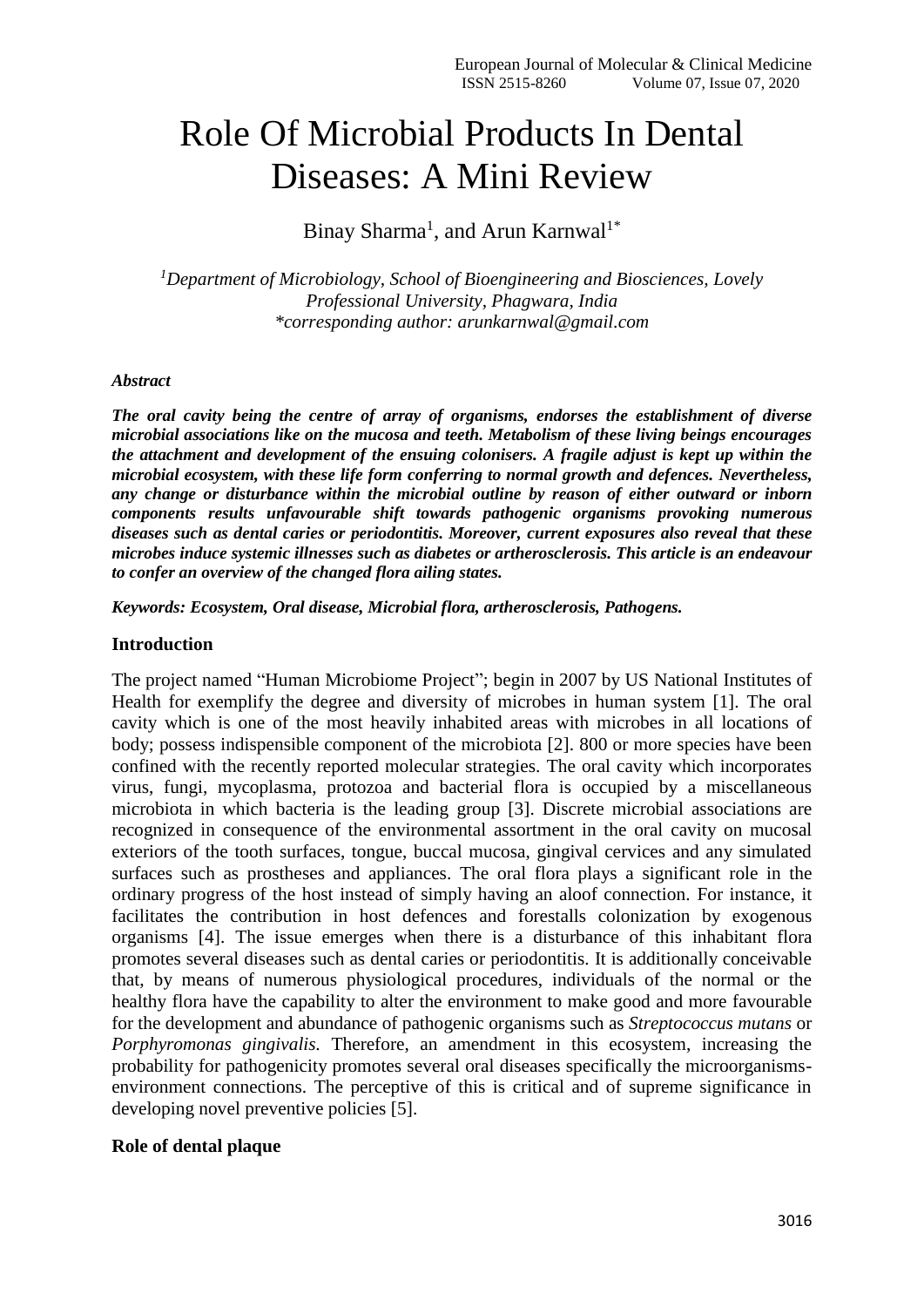# Role Of Microbial Products In Dental Diseases: A Mini Review

Binay Sharma[1], and Arun Karnwal[1*]

*[1]Department of Microbiology, School of Bioengineering and Biosciences, Lovely Professional University, Phagwara, India*
*\*corresponding author: arunkarnwal@gmail.com*

***Abstract***

***The oral cavity being the centre of array of organisms, endorses the establishment of diverse microbial associations like on the mucosa and teeth. Metabolism of these living beings encourages the attachment and development of the ensuing colonisers. A fragile adjust is kept up within the microbial ecosystem, with these life form conferring to normal growth and defences. Nevertheless, any change or disturbance within the microbial outline by reason of either outward or inborn components results unfavourable shift towards pathogenic organisms provoking numerous diseases such as dental caries or periodontitis. Moreover, current exposures also reveal that these microbes induce systemic illnesses such as diabetes or artherosclerosis. This article is an endeavour to confer an overview of the changed flora ailing states.***

***Keywords: Ecosystem, Oral disease, Microbial flora, artherosclerosis, Pathogens.***

## Introduction

The project named "Human Microbiome Project"; begin in 2007 by US National Institutes of Health for exemplify the degree and diversity of microbes in human system [1]. The oral cavity which is one of the most heavily inhabited areas with microbes in all locations of body; possess indispensible component of the microbiota [2]. 800 or more species have been confined with the recently reported molecular strategies. The oral cavity which incorporates virus, fungi, mycoplasma, protozoa and bacterial flora is occupied by a miscellaneous microbiota in which bacteria is the leading group [3]. Discrete microbial associations are recognized in consequence of the environmental assortment in the oral cavity on mucosal exteriors of the tooth surfaces, tongue, buccal mucosa, gingival cervices and any simulated surfaces such as prostheses and appliances. The oral flora plays a significant role in the ordinary progress of the host instead of simply having an aloof connection. For instance, it facilitates the contribution in host defences and forestalls colonization by exogenous organisms [4]. The issue emerges when there is a disturbance of this inhabitant flora promotes several diseases such as dental caries or periodontitis. It is additionally conceivable that, by means of numerous physiological procedures, individuals of the normal or the healthy flora have the capability to alter the environment to make good and more favourable for the development and abundance of pathogenic organisms such as *Streptococcus mutans* or *Porphyromonas gingivalis*. Therefore, an amendment in this ecosystem, increasing the probability for pathogenicity promotes several oral diseases specifically the microorganisms-environment connections. The perceptive of this is critical and of supreme significance in developing novel preventive policies [5].

## Role of dental plaque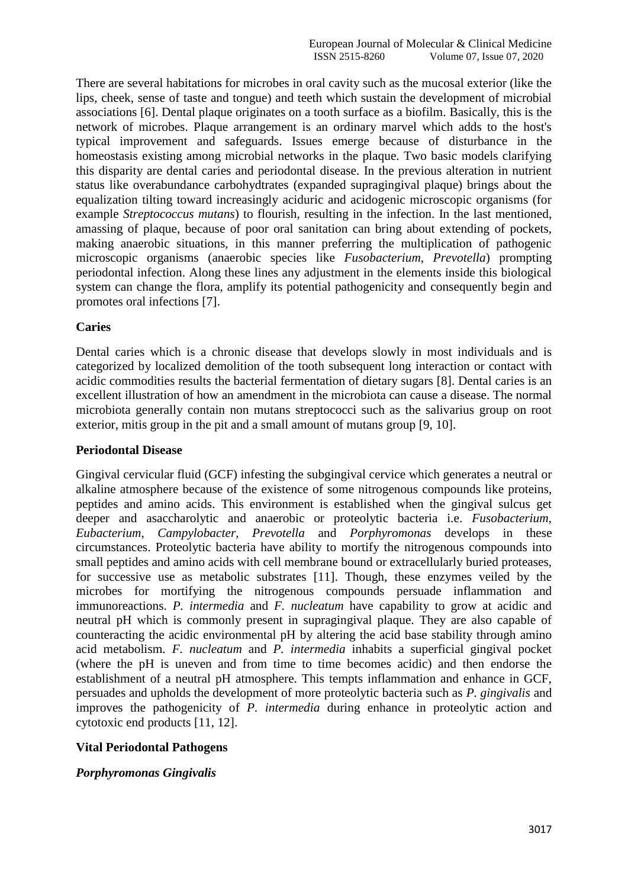There are several habitations for microbes in oral cavity such as the mucosal exterior (like the lips, cheek, sense of taste and tongue) and teeth which sustain the development of microbial associations [6]. Dental plaque originates on a tooth surface as a biofilm. Basically, this is the network of microbes. Plaque arrangement is an ordinary marvel which adds to the host's typical improvement and safeguards. Issues emerge because of disturbance in the homeostasis existing among microbial networks in the plaque. Two basic models clarifying this disparity are dental caries and periodontal disease. In the previous alteration in nutrient status like overabundance carbohydtrates (expanded supragingival plaque) brings about the equalization tilting toward increasingly aciduric and acidogenic microscopic organisms (for example *Streptococcus mutans*) to flourish, resulting in the infection. In the last mentioned, amassing of plaque, because of poor oral sanitation can bring about extending of pockets, making anaerobic situations, in this manner preferring the multiplication of pathogenic microscopic organisms (anaerobic species like *Fusobacterium*, *Prevotella*) prompting periodontal infection. Along these lines any adjustment in the elements inside this biological system can change the flora, amplify its potential pathogenicity and consequently begin and promotes oral infections [7].

**Caries**

Dental caries which is a chronic disease that develops slowly in most individuals and is categorized by localized demolition of the tooth subsequent long interaction or contact with acidic commodities results the bacterial fermentation of dietary sugars [8]. Dental caries is an excellent illustration of how an amendment in the microbiota can cause a disease. The normal microbiota generally contain non mutans streptococci such as the salivarius group on root exterior, mitis group in the pit and a small amount of mutans group [9, 10].

**Periodontal Disease**

Gingival cervicular fluid (GCF) infesting the subgingival cervice which generates a neutral or alkaline atmosphere because of the existence of some nitrogenous compounds like proteins, peptides and amino acids. This environment is established when the gingival sulcus get deeper and asaccharolytic and anaerobic or proteolytic bacteria i.e. *Fusobacterium*, *Eubacterium*, *Campylobacter*, *Prevotella* and *Porphyromonas* develops in these circumstances. Proteolytic bacteria have ability to mortify the nitrogenous compounds into small peptides and amino acids with cell membrane bound or extracellularly buried proteases, for successive use as metabolic substrates [11]. Though, these enzymes veiled by the microbes for mortifying the nitrogenous compounds persuade inflammation and immunoreactions. *P. intermedia* and *F. nucleatum* have capability to grow at acidic and neutral pH which is commonly present in supragingival plaque. They are also capable of counteracting the acidic environmental pH by altering the acid base stability through amino acid metabolism. *F. nucleatum* and *P. intermedia* inhabits a superficial gingival pocket (where the pH is uneven and from time to time becomes acidic) and then endorse the establishment of a neutral pH atmosphere. This tempts inflammation and enhance in GCF, persuades and upholds the development of more proteolytic bacteria such as *P. gingivalis* and improves the pathogenicity of *P. intermedia* during enhance in proteolytic action and cytotoxic end products [11, 12].

**Vital Periodontal Pathogens**

***Porphyromonas Gingivalis***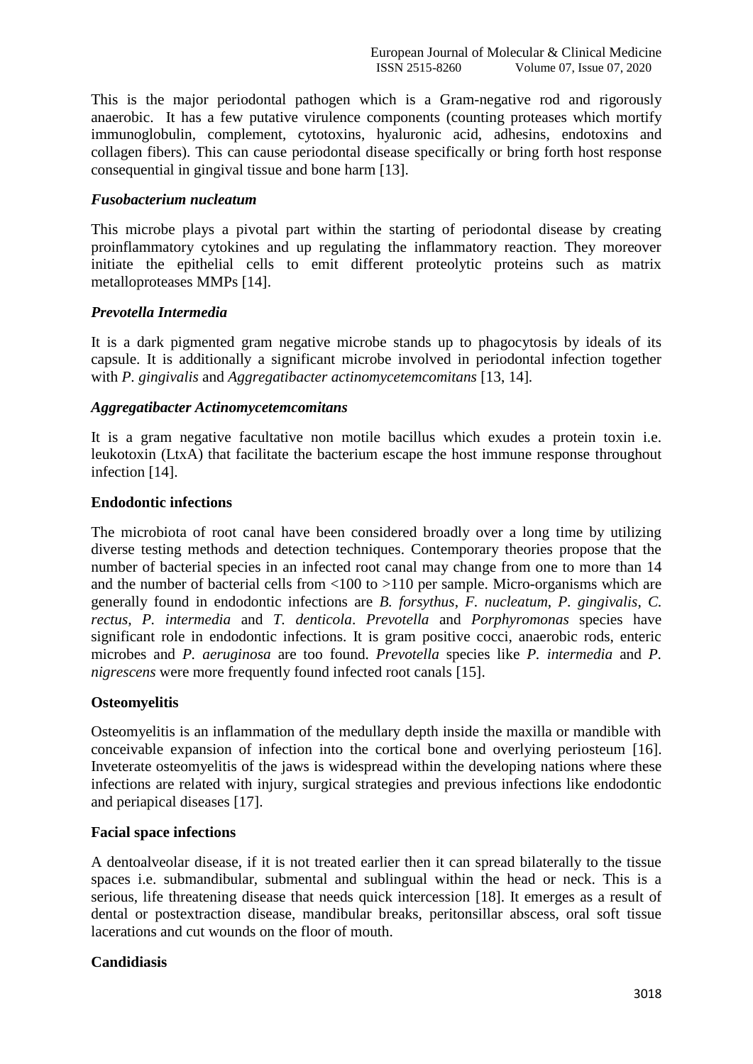This is the major periodontal pathogen which is a Gram-negative rod and rigorously anaerobic. It has a few putative virulence components (counting proteases which mortify immunoglobulin, complement, cytotoxins, hyaluronic acid, adhesins, endotoxins and collagen fibers). This can cause periodontal disease specifically or bring forth host response consequential in gingival tissue and bone harm [13].

### *Fusobacterium nucleatum*

This microbe plays a pivotal part within the starting of periodontal disease by creating proinflammatory cytokines and up regulating the inflammatory reaction. They moreover initiate the epithelial cells to emit different proteolytic proteins such as matrix metalloproteases MMPs [14].

### *Prevotella Intermedia*

It is a dark pigmented gram negative microbe stands up to phagocytosis by ideals of its capsule. It is additionally a significant microbe involved in periodontal infection together with *P. gingivalis* and *Aggregatibacter actinomycetemcomitans* [13, 14].

### *Aggregatibacter Actinomycetemcomitans*

It is a gram negative facultative non motile bacillus which exudes a protein toxin i.e. leukotoxin (LtxA) that facilitate the bacterium escape the host immune response throughout infection [14].

### **Endodontic infections**

The microbiota of root canal have been considered broadly over a long time by utilizing diverse testing methods and detection techniques. Contemporary theories propose that the number of bacterial species in an infected root canal may change from one to more than 14 and the number of bacterial cells from <100 to >110 per sample. Micro-organisms which are generally found in endodontic infections are *B. forsythus*, *F. nucleatum*, *P. gingivalis*, *C. rectus*, *P. intermedia* and *T. denticola*. *Prevotella* and *Porphyromonas* species have significant role in endodontic infections. It is gram positive cocci, anaerobic rods, enteric microbes and *P. aeruginosa* are too found. *Prevotella* species like *P. intermedia* and *P. nigrescens* were more frequently found infected root canals [15].

### **Osteomyelitis**

Osteomyelitis is an inflammation of the medullary depth inside the maxilla or mandible with conceivable expansion of infection into the cortical bone and overlying periosteum [16]. Inveterate osteomyelitis of the jaws is widespread within the developing nations where these infections are related with injury, surgical strategies and previous infections like endodontic and periapical diseases [17].

### **Facial space infections**

A dentoalveolar disease, if it is not treated earlier then it can spread bilaterally to the tissue spaces i.e. submandibular, submental and sublingual within the head or neck. This is a serious, life threatening disease that needs quick intercession [18]. It emerges as a result of dental or postextraction disease, mandibular breaks, peritonsillar abscess, oral soft tissue lacerations and cut wounds on the floor of mouth.

### **Candidiasis**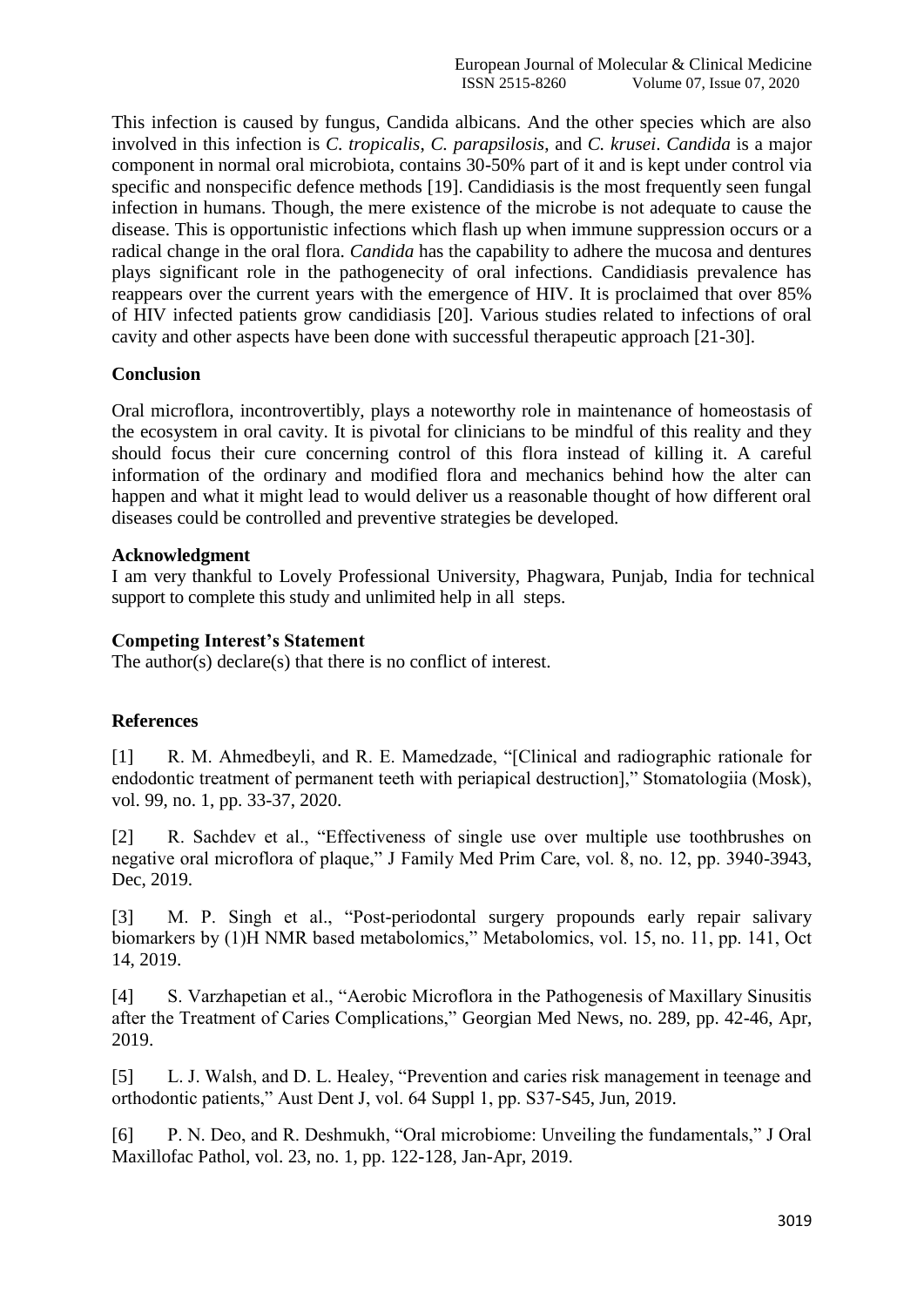This infection is caused by fungus, Candida albicans. And the other species which are also involved in this infection is *C. tropicalis*, *C. parapsilosis*, and *C. krusei*. *Candida* is a major component in normal oral microbiota, contains 30-50% part of it and is kept under control via specific and nonspecific defence methods [19]. Candidiasis is the most frequently seen fungal infection in humans. Though, the mere existence of the microbe is not adequate to cause the disease. This is opportunistic infections which flash up when immune suppression occurs or a radical change in the oral flora. *Candida* has the capability to adhere the mucosa and dentures plays significant role in the pathogenecity of oral infections. Candidiasis prevalence has reappears over the current years with the emergence of HIV. It is proclaimed that over 85% of HIV infected patients grow candidiasis [20]. Various studies related to infections of oral cavity and other aspects have been done with successful therapeutic approach [21-30].

## Conclusion

Oral microflora, incontrovertibly, plays a noteworthy role in maintenance of homeostasis of the ecosystem in oral cavity. It is pivotal for clinicians to be mindful of this reality and they should focus their cure concerning control of this flora instead of killing it. A careful information of the ordinary and modified flora and mechanics behind how the alter can happen and what it might lead to would deliver us a reasonable thought of how different oral diseases could be controlled and preventive strategies be developed.

## Acknowledgment

I am very thankful to Lovely Professional University, Phagwara, Punjab, India for technical support to complete this study and unlimited help in all steps.

## Competing Interest's Statement

The author(s) declare(s) that there is no conflict of interest.

## References

[1] R. M. Ahmedbeyli, and R. E. Mamedzade, "[Clinical and radiographic rationale for endodontic treatment of permanent teeth with periapical destruction]," Stomatologiia (Mosk), vol. 99, no. 1, pp. 33-37, 2020.

[2] R. Sachdev et al., "Effectiveness of single use over multiple use toothbrushes on negative oral microflora of plaque," J Family Med Prim Care, vol. 8, no. 12, pp. 3940-3943, Dec, 2019.

[3] M. P. Singh et al., "Post-periodontal surgery propounds early repair salivary biomarkers by (1)H NMR based metabolomics," Metabolomics, vol. 15, no. 11, pp. 141, Oct 14, 2019.

[4] S. Varzhapetian et al., "Aerobic Microflora in the Pathogenesis of Maxillary Sinusitis after the Treatment of Caries Complications," Georgian Med News, no. 289, pp. 42-46, Apr, 2019.

[5] L. J. Walsh, and D. L. Healey, "Prevention and caries risk management in teenage and orthodontic patients," Aust Dent J, vol. 64 Suppl 1, pp. S37-S45, Jun, 2019.

[6] P. N. Deo, and R. Deshmukh, "Oral microbiome: Unveiling the fundamentals," J Oral Maxillofac Pathol, vol. 23, no. 1, pp. 122-128, Jan-Apr, 2019.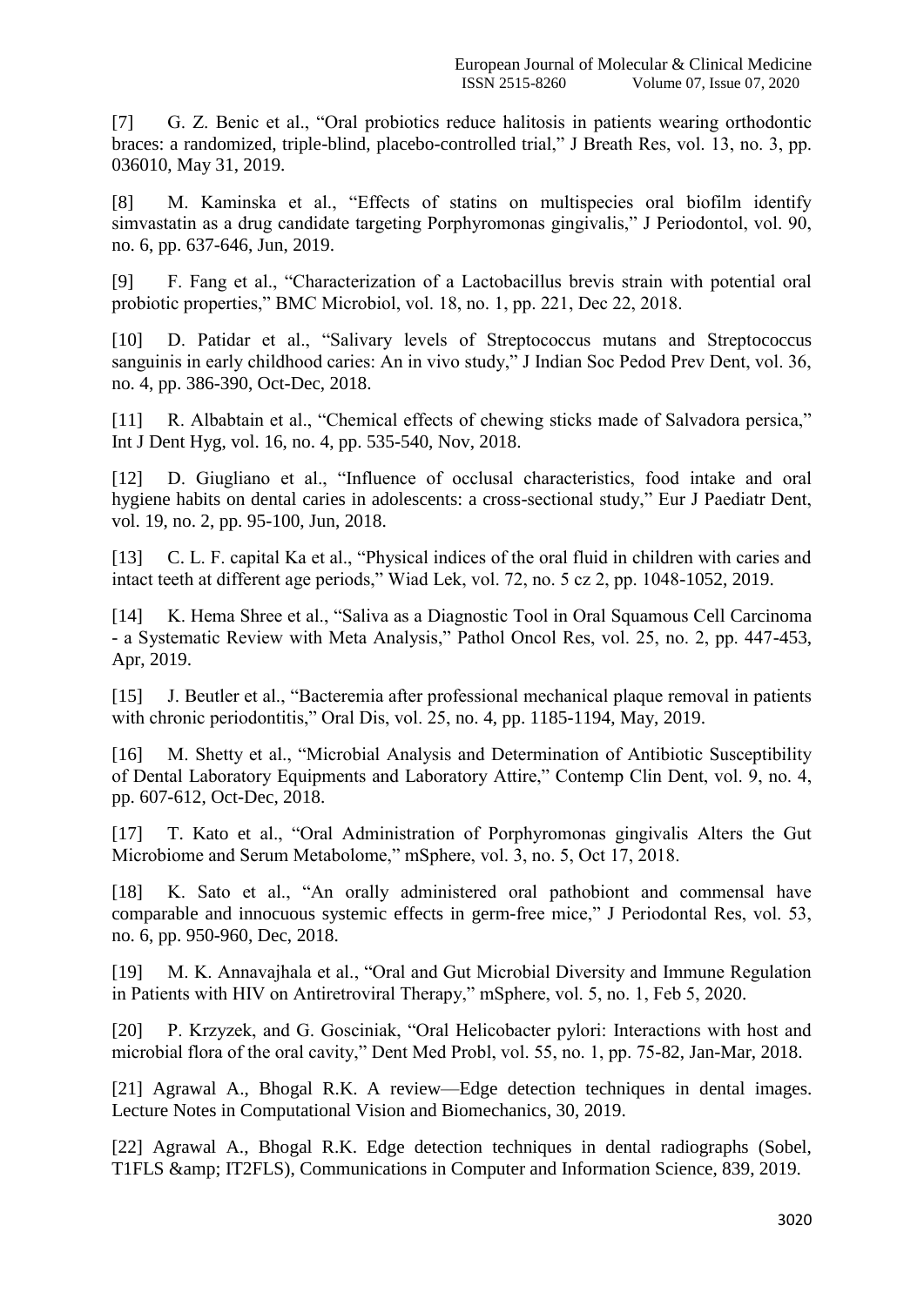[7] G. Z. Benic et al., “Oral probiotics reduce halitosis in patients wearing orthodontic braces: a randomized, triple-blind, placebo-controlled trial,” J Breath Res, vol. 13, no. 3, pp. 036010, May 31, 2019.

[8] M. Kaminska et al., “Effects of statins on multispecies oral biofilm identify simvastatin as a drug candidate targeting Porphyromonas gingivalis,” J Periodontol, vol. 90, no. 6, pp. 637-646, Jun, 2019.

[9] F. Fang et al., “Characterization of a Lactobacillus brevis strain with potential oral probiotic properties,” BMC Microbiol, vol. 18, no. 1, pp. 221, Dec 22, 2018.

[10] D. Patidar et al., “Salivary levels of Streptococcus mutans and Streptococcus sanguinis in early childhood caries: An in vivo study,” J Indian Soc Pedod Prev Dent, vol. 36, no. 4, pp. 386-390, Oct-Dec, 2018.

[11] R. Albabtain et al., “Chemical effects of chewing sticks made of Salvadora persica,” Int J Dent Hyg, vol. 16, no. 4, pp. 535-540, Nov, 2018.

[12] D. Giugliano et al., “Influence of occlusal characteristics, food intake and oral hygiene habits on dental caries in adolescents: a cross-sectional study,” Eur J Paediatr Dent, vol. 19, no. 2, pp. 95-100, Jun, 2018.

[13] C. L. F. capital Ka et al., “Physical indices of the oral fluid in children with caries and intact teeth at different age periods,” Wiad Lek, vol. 72, no. 5 cz 2, pp. 1048-1052, 2019.

[14] K. Hema Shree et al., “Saliva as a Diagnostic Tool in Oral Squamous Cell Carcinoma - a Systematic Review with Meta Analysis,” Pathol Oncol Res, vol. 25, no. 2, pp. 447-453, Apr, 2019.

[15] J. Beutler et al., “Bacteremia after professional mechanical plaque removal in patients with chronic periodontitis,” Oral Dis, vol. 25, no. 4, pp. 1185-1194, May, 2019.

[16] M. Shetty et al., “Microbial Analysis and Determination of Antibiotic Susceptibility of Dental Laboratory Equipments and Laboratory Attire,” Contemp Clin Dent, vol. 9, no. 4, pp. 607-612, Oct-Dec, 2018.

[17] T. Kato et al., “Oral Administration of Porphyromonas gingivalis Alters the Gut Microbiome and Serum Metabolome,” mSphere, vol. 3, no. 5, Oct 17, 2018.

[18] K. Sato et al., “An orally administered oral pathobiont and commensal have comparable and innocuous systemic effects in germ-free mice,” J Periodontal Res, vol. 53, no. 6, pp. 950-960, Dec, 2018.

[19] M. K. Annavajhala et al., “Oral and Gut Microbial Diversity and Immune Regulation in Patients with HIV on Antiretroviral Therapy,” mSphere, vol. 5, no. 1, Feb 5, 2020.

[20] P. Krzyzek, and G. Gosciniak, “Oral Helicobacter pylori: Interactions with host and microbial flora of the oral cavity,” Dent Med Probl, vol. 55, no. 1, pp. 75-82, Jan-Mar, 2018.

[21] Agrawal A., Bhogal R.K. A review—Edge detection techniques in dental images. Lecture Notes in Computational Vision and Biomechanics, 30, 2019.

[22] Agrawal A., Bhogal R.K. Edge detection techniques in dental radiographs (Sobel, T1FLS &amp; IT2FLS), Communications in Computer and Information Science, 839, 2019.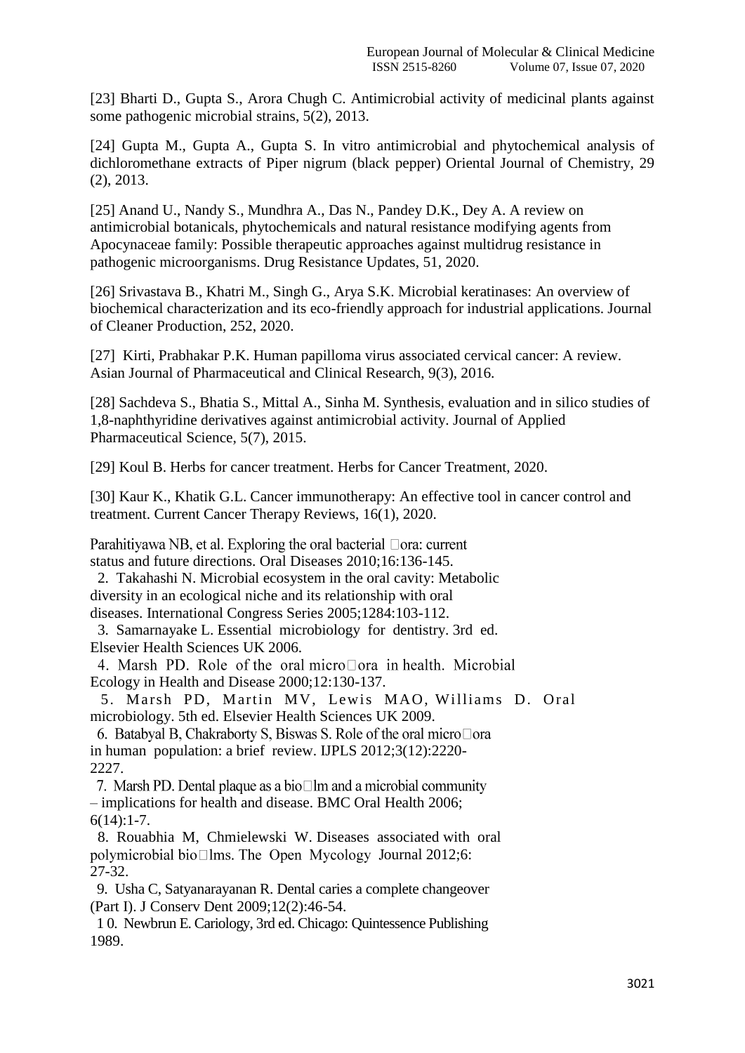[23] Bharti D., Gupta S., Arora Chugh C. Antimicrobial activity of medicinal plants against some pathogenic microbial strains, 5(2), 2013.

[24] Gupta M., Gupta A., Gupta S. In vitro antimicrobial and phytochemical analysis of dichloromethane extracts of Piper nigrum (black pepper) Oriental Journal of Chemistry, 29 (2), 2013.

[25] Anand U., Nandy S., Mundhra A., Das N., Pandey D.K., Dey A. A review on antimicrobial botanicals, phytochemicals and natural resistance modifying agents from Apocynaceae family: Possible therapeutic approaches against multidrug resistance in pathogenic microorganisms. Drug Resistance Updates, 51, 2020.

[26] Srivastava B., Khatri M., Singh G., Arya S.K. Microbial keratinases: An overview of biochemical characterization and its eco-friendly approach for industrial applications. Journal of Cleaner Production, 252, 2020.

[27] Kirti, Prabhakar P.K. Human papilloma virus associated cervical cancer: A review. Asian Journal of Pharmaceutical and Clinical Research, 9(3), 2016.

[28] Sachdeva S., Bhatia S., Mittal A., Sinha M. Synthesis, evaluation and in silico studies of 1,8-naphthyridine derivatives against antimicrobial activity. Journal of Applied Pharmaceutical Science, 5(7), 2015.

[29] Koul B. Herbs for cancer treatment. Herbs for Cancer Treatment, 2020.

[30] Kaur K., Khatik G.L. Cancer immunotherapy: An effective tool in cancer control and treatment. Current Cancer Therapy Reviews, 16(1), 2020.

Parahitiyawa NB, et al. Exploring the oral bacterial flora: current status and future directions. Oral Diseases 2010;16:136-145.

2. Takahashi N. Microbial ecosystem in the oral cavity: Metabolic diversity in an ecological niche and its relationship with oral diseases. International Congress Series 2005;1284:103-112.

3. Samarnayake L. Essential microbiology for dentistry. 3rd ed. Elsevier Health Sciences UK 2006.

4. Marsh PD. Role of the oral microflora in health. Microbial Ecology in Health and Disease 2000;12:130-137.

5. Marsh PD, Martin MV, Lewis MAO, Williams D. Oral microbiology. 5th ed. Elsevier Health Sciences UK 2009.

6. Batabyal B, Chakraborty S, Biswas S. Role of the oral microflora in human population: a brief review. IJPLS 2012;3(12):2220-2227.

7. Marsh PD. Dental plaque as a biofilm and a microbial community – implications for health and disease. BMC Oral Health 2006; 6(14):1-7.

8. Rouabhia M, Chmielewski W. Diseases associated with oral polymicrobial biofilms. The Open Mycology Journal 2012;6: 27-32.

9. Usha C, Satyanarayanan R. Dental caries a complete changeover (Part I). J Conserv Dent 2009;12(2):46-54.

10. Newbrun E. Cariology, 3rd ed. Chicago: Quintessence Publishing 1989.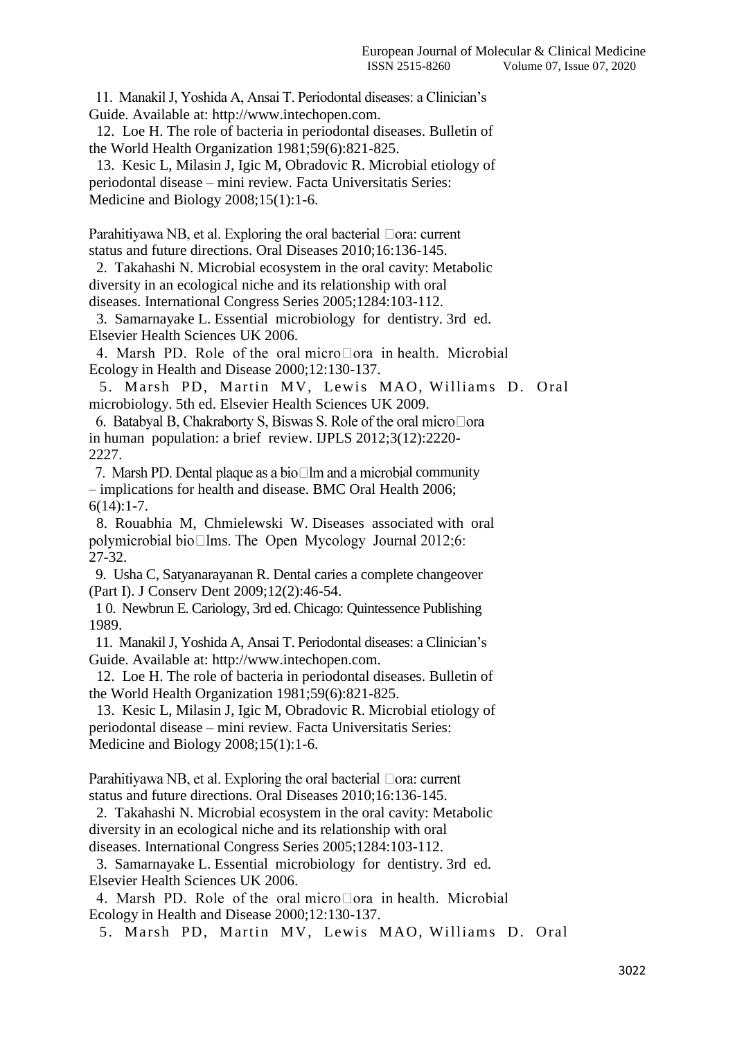11. Manakil J, Yoshida A, Ansai T. Periodontal diseases: a Clinician's Guide. Available at: http://www.intechopen.com.
12. Loe H. The role of bacteria in periodontal diseases. Bulletin of the World Health Organization 1981;59(6):821-825.
13. Kesic L, Milasin J, Igic M, Obradovic R. Microbial etiology of periodontal disease – mini review. Facta Universitatis Series: Medicine and Biology 2008;15(1):1-6.

Parahitiyawa NB, et al. Exploring the oral bacterial flora: current status and future directions. Oral Diseases 2010;16:136-145.

2. Takahashi N. Microbial ecosystem in the oral cavity: Metabolic diversity in an ecological niche and its relationship with oral diseases. International Congress Series 2005;1284:103-112.
3. Samarnayake L. Essential microbiology for dentistry. 3rd ed. Elsevier Health Sciences UK 2006.
4. Marsh PD. Role of the oral microflora in health. Microbial Ecology in Health and Disease 2000;12:130-137.
5. Marsh PD, Martin MV, Lewis MAO, Williams D. Oral microbiology. 5th ed. Elsevier Health Sciences UK 2009.
6. Batabyal B, Chakraborty S, Biswas S. Role of the oral microflora in human population: a brief review. IJPLS 2012;3(12):2220-2227.
7. Marsh PD. Dental plaque as a biofilm and a microbial community – implications for health and disease. BMC Oral Health 2006; 6(14):1-7.
8. Rouabhia M, Chmielewski W. Diseases associated with oral polymicrobial biofilms. The Open Mycology Journal 2012;6: 27-32.
9. Usha C, Satyanarayanan R. Dental caries a complete changeover (Part I). J Conserv Dent 2009;12(2):46-54.
10. Newbrun E. Cariology, 3rd ed. Chicago: Quintessence Publishing 1989.
11. Manakil J, Yoshida A, Ansai T. Periodontal diseases: a Clinician's Guide. Available at: http://www.intechopen.com.
12. Loe H. The role of bacteria in periodontal diseases. Bulletin of the World Health Organization 1981;59(6):821-825.
13. Kesic L, Milasin J, Igic M, Obradovic R. Microbial etiology of periodontal disease – mini review. Facta Universitatis Series: Medicine and Biology 2008;15(1):1-6.

Parahitiyawa NB, et al. Exploring the oral bacterial flora: current status and future directions. Oral Diseases 2010;16:136-145.

2. Takahashi N. Microbial ecosystem in the oral cavity: Metabolic diversity in an ecological niche and its relationship with oral diseases. International Congress Series 2005;1284:103-112.
3. Samarnayake L. Essential microbiology for dentistry. 3rd ed. Elsevier Health Sciences UK 2006.
4. Marsh PD. Role of the oral microflora in health. Microbial Ecology in Health and Disease 2000;12:130-137.
5. Marsh PD, Martin MV, Lewis MAO, Williams D. Oral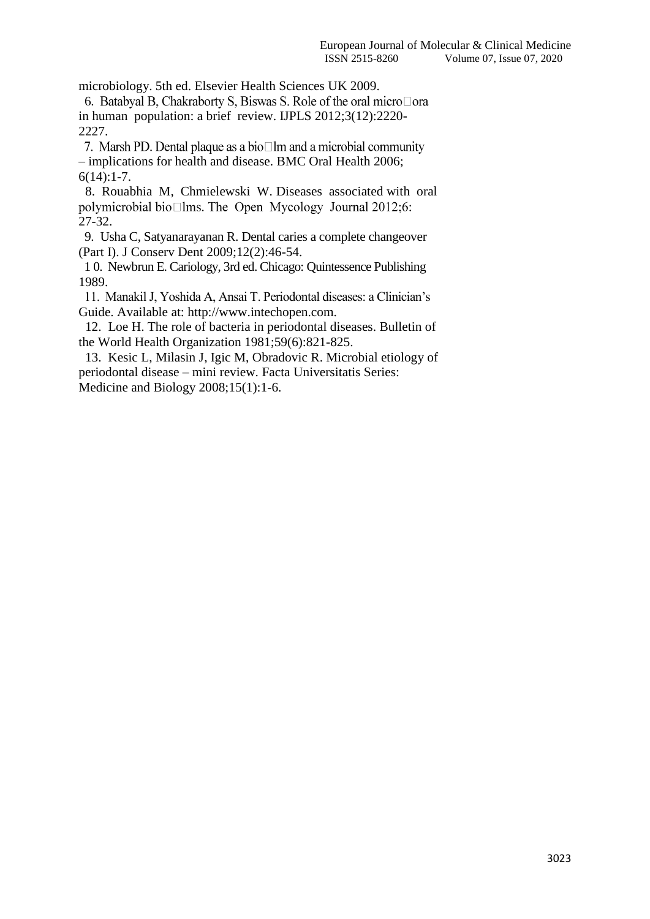microbiology. 5th ed. Elsevier Health Sciences UK 2009.

6. Batabyal B, Chakraborty S, Biswas S. Role of the oral micro□ora in human population: a brief review. IJPLS 2012;3(12):2220-2227.

7. Marsh PD. Dental plaque as a bio□lm and a microbial community – implications for health and disease. BMC Oral Health 2006; 6(14):1-7.

8. Rouabhia M, Chmielewski W. Diseases associated with oral polymicrobial bio□lms. The Open Mycology Journal 2012;6: 27-32.

9. Usha C, Satyanarayanan R. Dental caries a complete changeover (Part I). J Conserv Dent 2009;12(2):46-54.

10. Newbrun E. Cariology, 3rd ed. Chicago: Quintessence Publishing 1989.

11. Manakil J, Yoshida A, Ansai T. Periodontal diseases: a Clinician's Guide. Available at: http://www.intechopen.com.

12. Loe H. The role of bacteria in periodontal diseases. Bulletin of the World Health Organization 1981;59(6):821-825.

13. Kesic L, Milasin J, Igic M, Obradovic R. Microbial etiology of periodontal disease – mini review. Facta Universitatis Series: Medicine and Biology 2008;15(1):1-6.